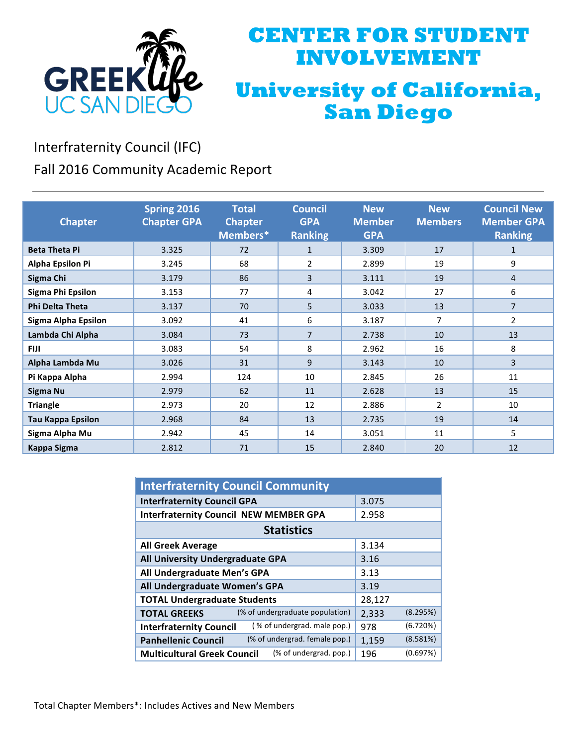# CENTER FOR STUDENT INVOLVEMENT

# University of California, San Diego

GREEK life UC SAN DIEGO

## Interfraternity Council (IFC)

## Fall 2016 Community Academic Report

| Chapter | Spring 2016 Chapter GPA | Total Chapter Members* | Council GPA Ranking | New Member GPA | New Members | Council New Member GPA Ranking |
|---|---|---|---|---|---|---|
| **Beta Theta Pi** | 3.325 | 72 | 1 | 3.309 | 17 | 1 |
| **Alpha Epsilon Pi** | 3.245 | 68 | 2 | 2.899 | 19 | 9 |
| **Sigma Chi** | 3.179 | 86 | 3 | 3.111 | 19 | 4 |
| **Sigma Phi Epsilon** | 3.153 | 77 | 4 | 3.042 | 27 | 6 |
| **Phi Delta Theta** | 3.137 | 70 | 5 | 3.033 | 13 | 7 |
| **Sigma Alpha Epsilon** | 3.092 | 41 | 6 | 3.187 | 7 | 2 |
| **Lambda Chi Alpha** | 3.084 | 73 | 7 | 2.738 | 10 | 13 |
| **FIJI** | 3.083 | 54 | 8 | 2.962 | 16 | 8 |
| **Alpha Lambda Mu** | 3.026 | 31 | 9 | 3.143 | 10 | 3 |
| **Pi Kappa Alpha** | 2.994 | 124 | 10 | 2.845 | 26 | 11 |
| **Sigma Nu** | 2.979 | 62 | 11 | 2.628 | 13 | 15 |
| **Triangle** | 2.973 | 20 | 12 | 2.886 | 2 | 10 |
| **Tau Kappa Epsilon** | 2.968 | 84 | 13 | 2.735 | 19 | 14 |
| **Sigma Alpha Mu** | 2.942 | 45 | 14 | 3.051 | 11 | 5 |
| **Kappa Sigma** | 2.812 | 71 | 15 | 2.840 | 20 | 12 |

| Interfraternity Council Community | | |
|---|---|---|
| **Interfraternity Council GPA** | 3.075 | |
| **Interfraternity Council NEW MEMBER GPA** | 2.958 | |
| **Statistics** | | |
| **All Greek Average** | 3.134 | |
| **All University Undergraduate GPA** | 3.16 | |
| **All Undergraduate Men's GPA** | 3.13 | |
| **All Undergraduate Women's GPA** | 3.19 | |
| **TOTAL Undergraduate Students** | 28,127 | |
| **TOTAL GREEKS** (% of undergraduate population) | 2,333 | (8.295%) |
| **Interfraternity Council** ( % of undergrad. male pop.) | 978 | (6.720%) |
| **Panhellenic Council** (% of undergrad. female pop.) | 1,159 | (8.581%) |
| **Multicultural Greek Council** (% of undergrad. pop.) | 196 | (0.697%) |

Total Chapter Members*: Includes Actives and New Members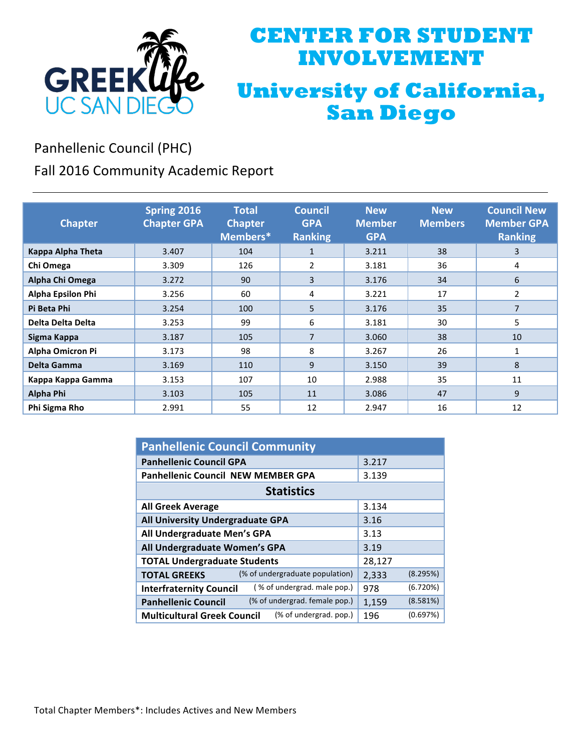# CENTER FOR STUDENT INVOLVEMENT

# University of California, San Diego

Panhellenic Council (PHC)

Fall 2016 Community Academic Report

| Chapter | Spring 2016 Chapter GPA | Total Chapter Members* | Council GPA Ranking | New Member GPA | New Members | Council New Member GPA Ranking |
|---|---|---|---|---|---|---|
| **Kappa Alpha Theta** | 3.407 | 104 | 1 | 3.211 | 38 | 3 |
| **Chi Omega** | 3.309 | 126 | 2 | 3.181 | 36 | 4 |
| **Alpha Chi Omega** | 3.272 | 90 | 3 | 3.176 | 34 | 6 |
| **Alpha Epsilon Phi** | 3.256 | 60 | 4 | 3.221 | 17 | 2 |
| **Pi Beta Phi** | 3.254 | 100 | 5 | 3.176 | 35 | 7 |
| **Delta Delta Delta** | 3.253 | 99 | 6 | 3.181 | 30 | 5 |
| **Sigma Kappa** | 3.187 | 105 | 7 | 3.060 | 38 | 10 |
| **Alpha Omicron Pi** | 3.173 | 98 | 8 | 3.267 | 26 | 1 |
| **Delta Gamma** | 3.169 | 110 | 9 | 3.150 | 39 | 8 |
| **Kappa Kappa Gamma** | 3.153 | 107 | 10 | 2.988 | 35 | 11 |
| **Alpha Phi** | 3.103 | 105 | 11 | 3.086 | 47 | 9 |
| **Phi Sigma Rho** | 2.991 | 55 | 12 | 2.947 | 16 | 12 |

| Panhellenic Council Community | | |
|---|---|---|
| **Panhellenic Council GPA** | 3.217 | |
| **Panhellenic Council NEW MEMBER GPA** | 3.139 | |
| **Statistics** | | |
| **All Greek Average** | 3.134 | |
| **All University Undergraduate GPA** | 3.16 | |
| **All Undergraduate Men's GPA** | 3.13 | |
| **All Undergraduate Women's GPA** | 3.19 | |
| **TOTAL Undergraduate Students** | 28,127 | |
| **TOTAL GREEKS** (% of undergraduate population) | 2,333 | (8.295%) |
| **Interfraternity Council** ( % of undergrad. male pop.) | 978 | (6.720%) |
| **Panhellenic Council** (% of undergrad. female pop.) | 1,159 | (8.581%) |
| **Multicultural Greek Council** (% of undergrad. pop.) | 196 | (0.697%) |

Total Chapter Members*: Includes Actives and New Members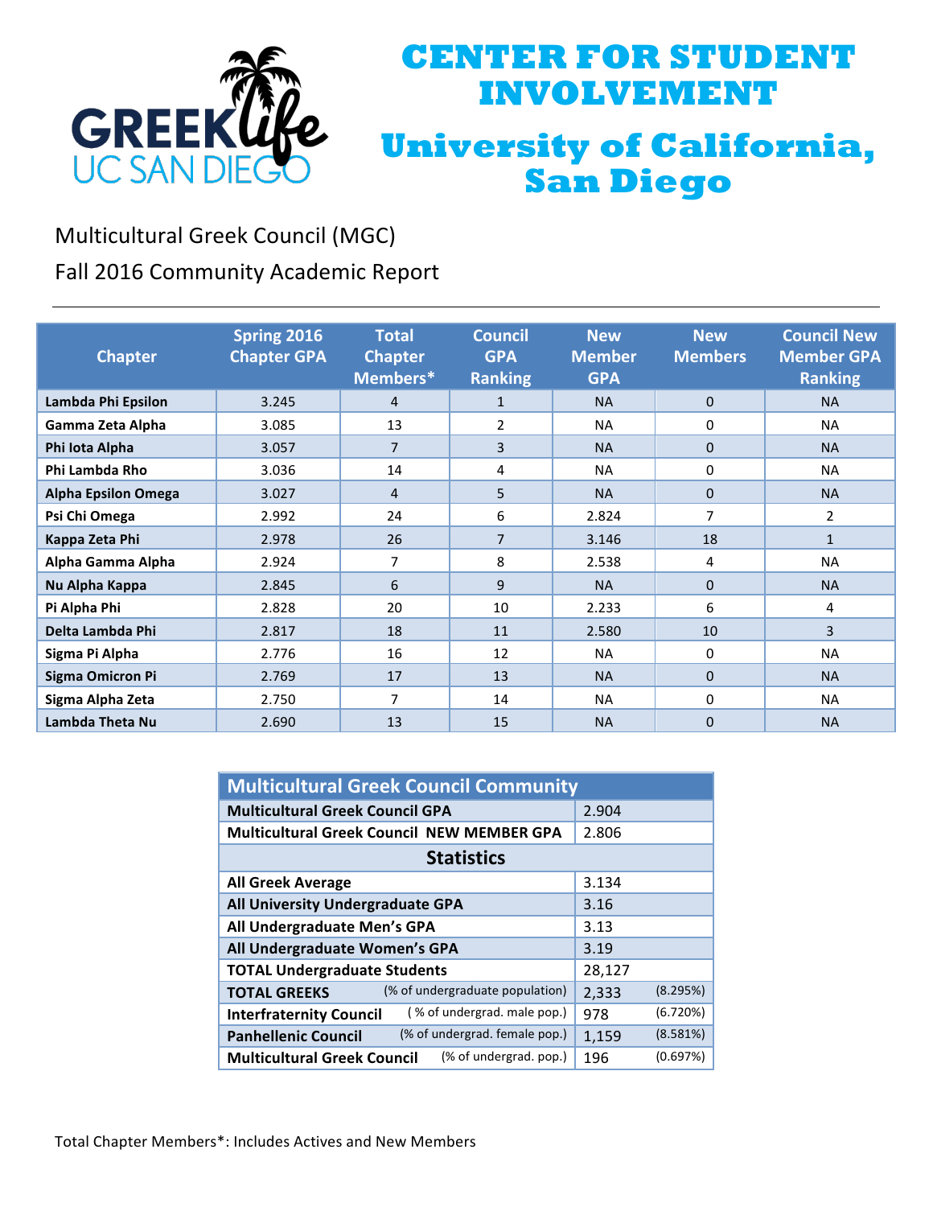GREEK*life* UC SAN DIEGO

# CENTER FOR STUDENT INVOLVEMENT

# University of California, San Diego

Multicultural Greek Council (MGC)

Fall 2016 Community Academic Report

| Chapter | Spring 2016 Chapter GPA | Total Chapter Members* | Council GPA Ranking | New Member GPA | New Members | Council New Member GPA Ranking |
|---|---|---|---|---|---|---|
| Lambda Phi Epsilon | 3.245 | 4 | 1 | NA | 0 | NA |
| Gamma Zeta Alpha | 3.085 | 13 | 2 | NA | 0 | NA |
| Phi Iota Alpha | 3.057 | 7 | 3 | NA | 0 | NA |
| Phi Lambda Rho | 3.036 | 14 | 4 | NA | 0 | NA |
| Alpha Epsilon Omega | 3.027 | 4 | 5 | NA | 0 | NA |
| Psi Chi Omega | 2.992 | 24 | 6 | 2.824 | 7 | 2 |
| Kappa Zeta Phi | 2.978 | 26 | 7 | 3.146 | 18 | 1 |
| Alpha Gamma Alpha | 2.924 | 7 | 8 | 2.538 | 4 | NA |
| Nu Alpha Kappa | 2.845 | 6 | 9 | NA | 0 | NA |
| Pi Alpha Phi | 2.828 | 20 | 10 | 2.233 | 6 | 4 |
| Delta Lambda Phi | 2.817 | 18 | 11 | 2.580 | 10 | 3 |
| Sigma Pi Alpha | 2.776 | 16 | 12 | NA | 0 | NA |
| Sigma Omicron Pi | 2.769 | 17 | 13 | NA | 0 | NA |
| Sigma Alpha Zeta | 2.750 | 7 | 14 | NA | 0 | NA |
| Lambda Theta Nu | 2.690 | 13 | 15 | NA | 0 | NA |

| Multicultural Greek Council Community | | |
|---|---|---|
| **Multicultural Greek Council GPA** | 2.904 | |
| **Multicultural Greek Council NEW MEMBER GPA** | 2.806 | |
| **Statistics** | | |
| **All Greek Average** | 3.134 | |
| **All University Undergraduate GPA** | 3.16 | |
| **All Undergraduate Men's GPA** | 3.13 | |
| **All Undergraduate Women's GPA** | 3.19 | |
| **TOTAL Undergraduate Students** | 28,127 | |
| **TOTAL GREEKS** (% of undergraduate population) | 2,333 | (8.295%) |
| **Interfraternity Council** ( % of undergrad. male pop.) | 978 | (6.720%) |
| **Panhellenic Council** (% of undergrad. female pop.) | 1,159 | (8.581%) |
| **Multicultural Greek Council** (% of undergrad. pop.) | 196 | (0.697%) |

Total Chapter Members*: Includes Actives and New Members